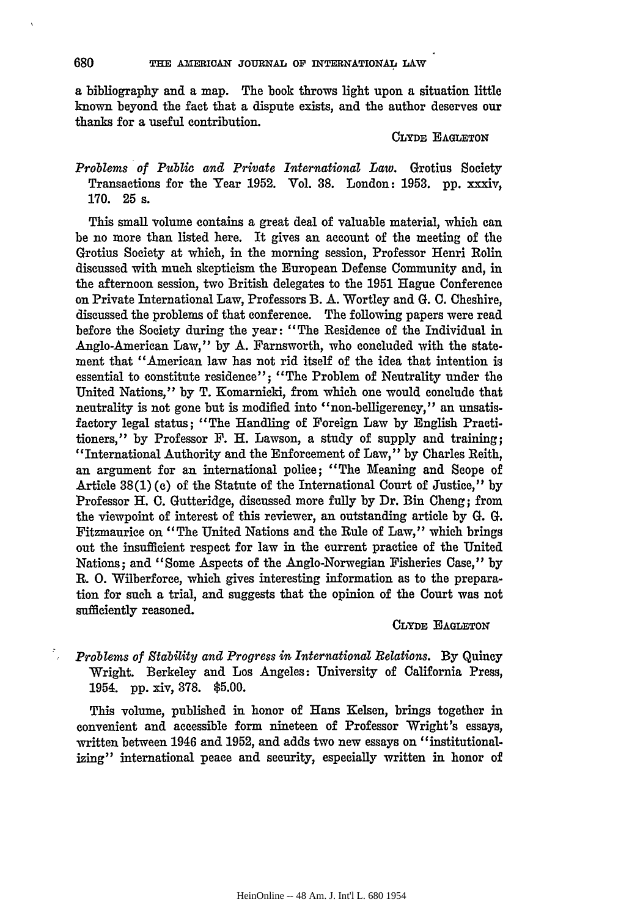a bibliography and a map. The book throws light upon a situation little known beyond the fact that a dispute exists, and the author deserves our thanks for a useful contribution.

CLYDE EAGLETON

*Problems of Public and Private International Law.* Grotius Society Transactions for the Year 1952. Vol. 38. London: 1953. pp. xxxiv, 170. 25 s.

This small volume contains a great deal of valuable material, which can be no more than listed here. It gives an account of the meeting of the Grotius Society at which, in the morning session, Professor Henri Rolin discussed with much skepticism the European Defense Community and, in the afternoon session, two British delegates to the 1951 Hague Conference on Private International Law, Professors B. A. Wortley and G. C. Cheshire, discussed the problems of that conference. The following papers were read before the Society during the year: "The Residence of the Individual in Anglo-American Law," by A. Farnsworth, who concluded with the statement that "American law has not rid itself of the idea that intention is essential to constitute residence"; "The Problem of Neutrality under the United Nations," by T. Komarnicki, from which one would conclude that neutrality is not gone but is modified into "non-belligerency," an unsatisfactory legal status; "The Handling of Foreign Law by English Practitioners," by Professor F. H. Lawson, a study of supply and training; "International Authority and the Enforcement of Law," by Charles Reith, an argument for an international police; "The Meaning and Scope of Article 38(1)(c) of the Statute of the International Court of Justice," by Professor H. C. Gutteridge, discussed more fully by Dr. Bin Cheng; from the viewpoint of interest of this reviewer, an outstanding article by G. G. Fitzmaurice on "The United Nations and the Rule of Law," which brings out the insufficient respect for law in the current practice of the United Nations; and "Some Aspects of the Anglo-Norwegian Fisheries Case," by R. O. Wilberforce, which gives interesting information as to the preparation for such a trial, and suggests that the opinion of the Court was not sufficiently reasoned.

CLYDE EAGLETON

*Problems of Stability and Progress in International Relations.* By Quincy Wright. Berkeley and Los Angeles: University of California Press, 1954. pp. xiv, 378. $5.00.

This volume, published in honor of Hans Kelsen, brings together in convenient and accessible form nineteen of Professor Wright's essays, written between 1946 and 1952, and adds two new essays on "institutionalizing" international peace and security, especially written in honor of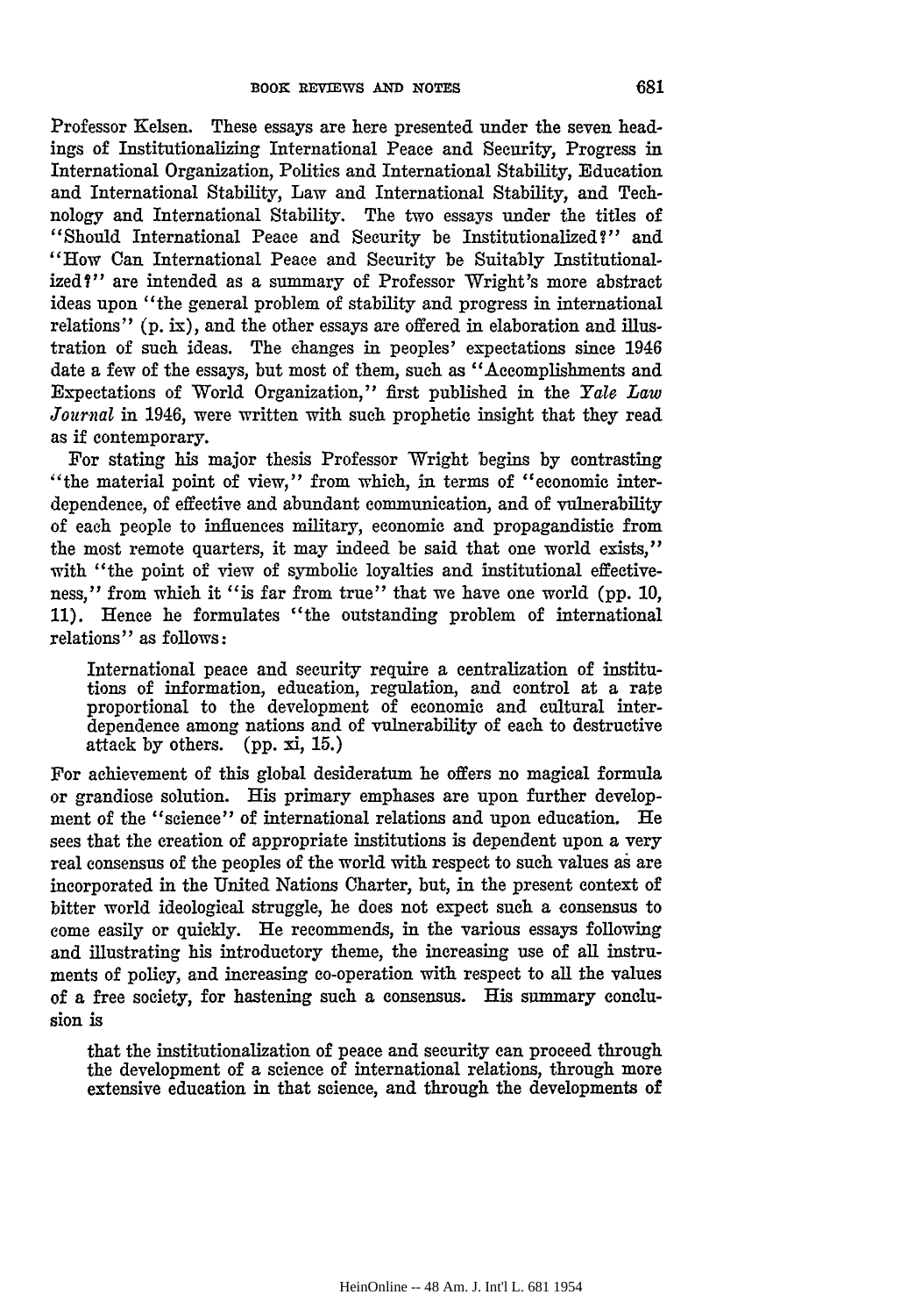Professor Kelsen. These essays are here presented under the seven headings of Institutionalizing International Peace and Security, Progress in International Organization, Politics and International Stability, Education and International Stability, Law and International Stability, and Technology and International Stability. The two essays under the titles of "Should International Peace and Security be Institutionalized?" and "How Can International Peace and Security be Suitably Institutionalized?" are intended as a summary of Professor Wright's more abstract ideas upon "the general problem of stability and progress in international relations" (p. ix), and the other essays are offered in elaboration and illustration of such ideas. The changes in peoples' expectations since 1946 date a few of the essays, but most of them, such as "Accomplishments and Expectations of World Organization," first published in the *Yale Law Journal* in 1946, were written with such prophetic insight that they read as if contemporary.

For stating his major thesis Professor Wright begins by contrasting "the material point of view," from which, in terms of "economic interdependence, of effective and abundant communication, and of vulnerability of each people to influences military, economic and propagandistic from the most remote quarters, it may indeed be said that one world exists," with "the point of view of symbolic loyalties and institutional effectiveness," from which it "is far from true" that we have one world (pp. 10, 11). Hence he formulates "the outstanding problem of international relations" as follows:

> International peace and security require a centralization of institutions of information, education, regulation, and control at a rate proportional to the development of economic and cultural interdependence among nations and of vulnerability of each to destructive attack by others. (pp. xi, 15.)

For achievement of this global desideratum he offers no magical formula or grandiose solution. His primary emphases are upon further development of the "science" of international relations and upon education. He sees that the creation of appropriate institutions is dependent upon a very real consensus of the peoples of the world with respect to such values as are incorporated in the United Nations Charter, but, in the present context of bitter world ideological struggle, he does not expect such a consensus to come easily or quickly. He recommends, in the various essays following and illustrating his introductory theme, the increasing use of all instruments of policy, and increasing co-operation with respect to all the values of a free society, for hastening such a consensus. His summary conclusion is

> that the institutionalization of peace and security can proceed through the development of a science of international relations, through more extensive education in that science, and through the developments of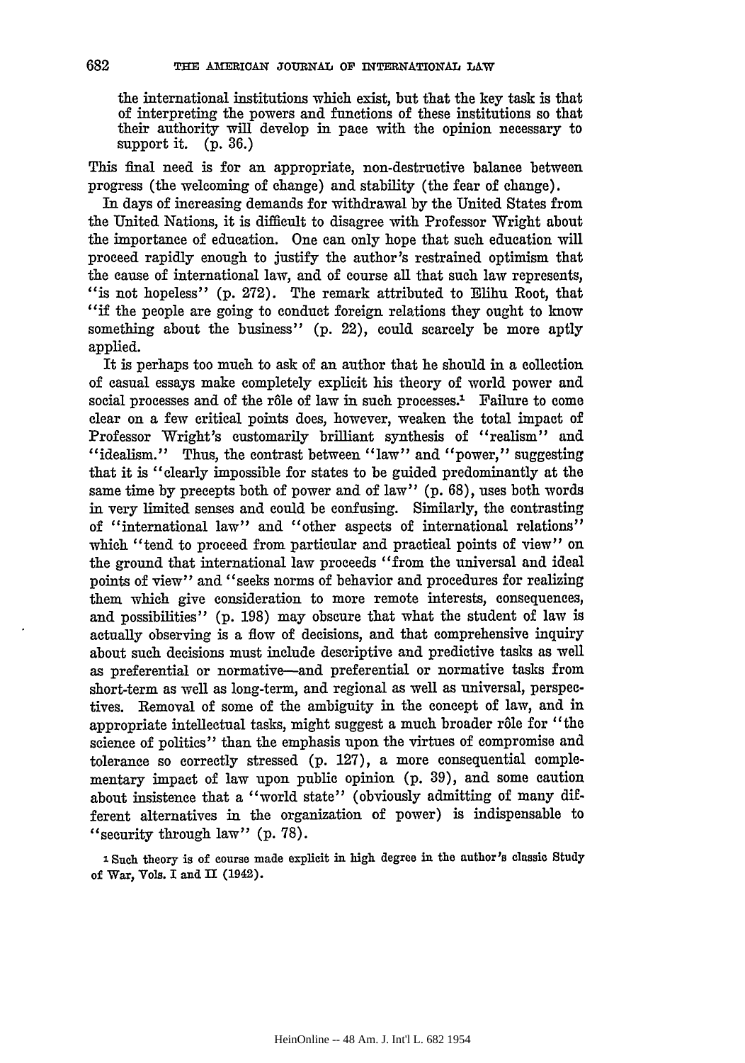the international institutions which exist, but that the key task is that of interpreting the powers and functions of these institutions so that their authority will develop in pace with the opinion necessary to support it. (p. 36.)

This final need is for an appropriate, non-destructive balance between progress (the welcoming of change) and stability (the fear of change).

In days of increasing demands for withdrawal by the United States from the United Nations, it is difficult to disagree with Professor Wright about the importance of education. One can only hope that such education will proceed rapidly enough to justify the author's restrained optimism that the cause of international law, and of course all that such law represents, "is not hopeless" (p. 272). The remark attributed to Elihu Root, that "if the people are going to conduct foreign relations they ought to know something about the business" (p. 22), could scarcely be more aptly applied.

It is perhaps too much to ask of an author that he should in a collection of casual essays make completely explicit his theory of world power and social processes and of the rôle of law in such processes.[1] Failure to come clear on a few critical points does, however, weaken the total impact of Professor Wright's customarily brilliant synthesis of "realism" and "idealism." Thus, the contrast between "law" and "power," suggesting that it is "clearly impossible for states to be guided predominantly at the same time by precepts both of power and of law" (p. 68), uses both words in very limited senses and could be confusing. Similarly, the contrasting of "international law" and "other aspects of international relations" which "tend to proceed from particular and practical points of view" on the ground that international law proceeds "from the universal and ideal points of view" and "seeks norms of behavior and procedures for realizing them which give consideration to more remote interests, consequences, and possibilities" (p. 198) may obscure that what the student of law is actually observing is a flow of decisions, and that comprehensive inquiry about such decisions must include descriptive and predictive tasks as well as preferential or normative—and preferential or normative tasks from short-term as well as long-term, and regional as well as universal, perspectives. Removal of some of the ambiguity in the concept of law, and in appropriate intellectual tasks, might suggest a much broader rôle for "the science of politics" than the emphasis upon the virtues of compromise and tolerance so correctly stressed (p. 127), a more consequential complementary impact of law upon public opinion (p. 39), and some caution about insistence that a "world state" (obviously admitting of many different alternatives in the organization of power) is indispensable to "security through law" (p. 78).

[1] Such theory is of course made explicit in high degree in the author's classic Study of War, Vols. I and II (1942).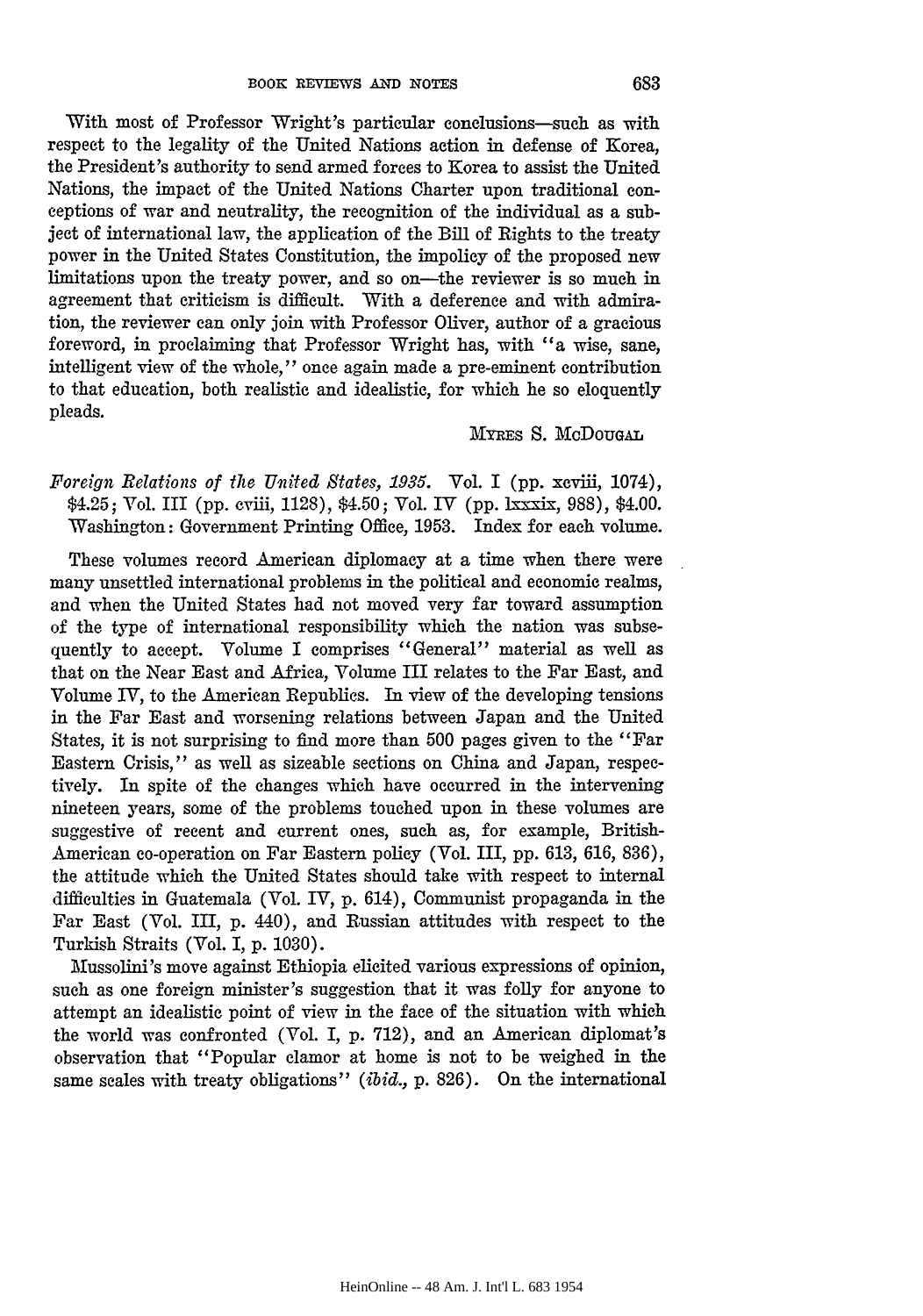With most of Professor Wright's particular conclusions—such as with respect to the legality of the United Nations action in defense of Korea, the President's authority to send armed forces to Korea to assist the United Nations, the impact of the United Nations Charter upon traditional conceptions of war and neutrality, the recognition of the individual as a subject of international law, the application of the Bill of Rights to the treaty power in the United States Constitution, the impolicy of the proposed new limitations upon the treaty power, and so on—the reviewer is so much in agreement that criticism is difficult. With a deference and with admiration, the reviewer can only join with Professor Oliver, author of a gracious foreword, in proclaiming that Professor Wright has, with "a wise, sane, intelligent view of the whole," once again made a pre-eminent contribution to that education, both realistic and idealistic, for which he so eloquently pleads.

MYRES S. McDOUGAL

*Foreign Relations of the United States, 1935.* Vol. I (pp. xcviii, 1074), $4.25; Vol. III (pp. cviii, 1128), $4.50; Vol. IV (pp. lxxxix, 988), $4.00. Washington: Government Printing Office, 1953. Index for each volume.

These volumes record American diplomacy at a time when there were many unsettled international problems in the political and economic realms, and when the United States had not moved very far toward assumption of the type of international responsibility which the nation was subsequently to accept. Volume I comprises "General" material as well as that on the Near East and Africa, Volume III relates to the Far East, and Volume IV, to the American Republics. In view of the developing tensions in the Far East and worsening relations between Japan and the United States, it is not surprising to find more than 500 pages given to the "Far Eastern Crisis," as well as sizeable sections on China and Japan, respectively. In spite of the changes which have occurred in the intervening nineteen years, some of the problems touched upon in these volumes are suggestive of recent and current ones, such as, for example, British-American co-operation on Far Eastern policy (Vol. III, pp. 613, 616, 836), the attitude which the United States should take with respect to internal difficulties in Guatemala (Vol. IV, p. 614), Communist propaganda in the Far East (Vol. III, p. 440), and Russian attitudes with respect to the Turkish Straits (Vol. I, p. 1030).

Mussolini's move against Ethiopia elicited various expressions of opinion, such as one foreign minister's suggestion that it was folly for anyone to attempt an idealistic point of view in the face of the situation with which the world was confronted (Vol. I, p. 712), and an American diplomat's observation that "Popular clamor at home is not to be weighed in the same scales with treaty obligations" (*ibid.*, p. 826). On the international